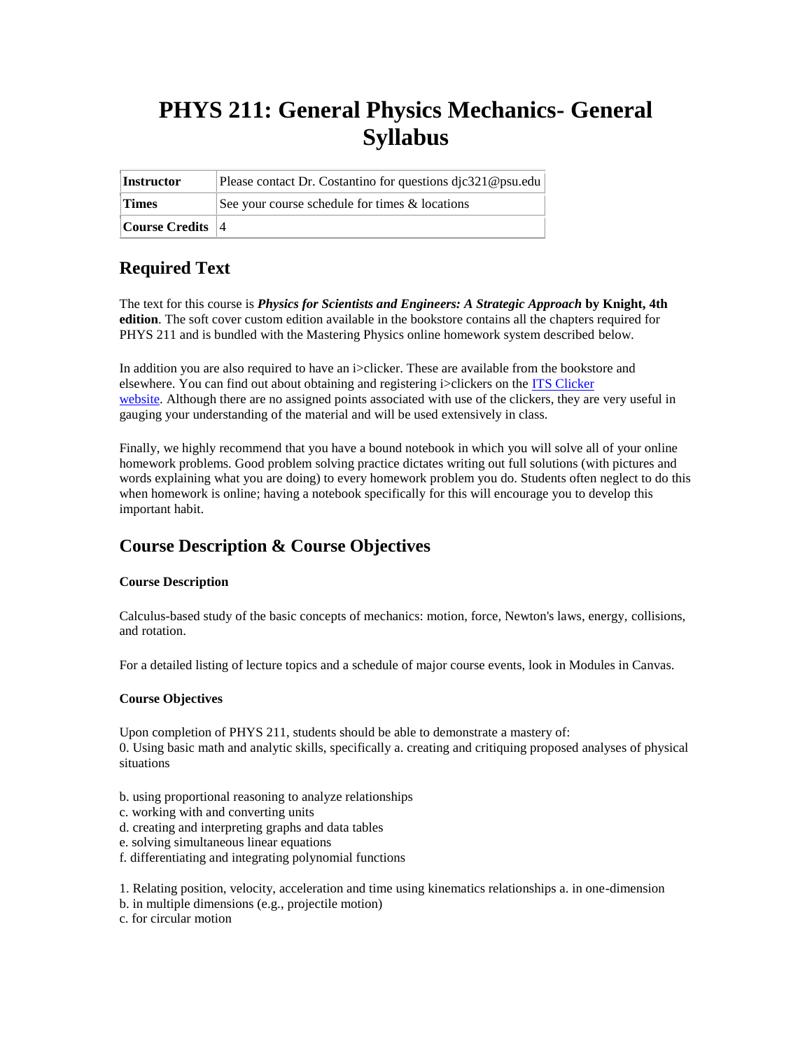# PHYS 211: General Physics Mechanics- General Syllabus

| Instructor | Please contact Dr. Costantino for questions djc321@psu.edu |
|---|---|
| Times | See your course schedule for times & locations |
| Course Credits | 4 |

## Required Text

The text for this course is ***Physics for Scientists and Engineers: A Strategic Approach* by Knight, 4th edition**. The soft cover custom edition available in the bookstore contains all the chapters required for PHYS 211 and is bundled with the Mastering Physics online homework system described below.

In addition you are also required to have an i>clicker. These are available from the bookstore and elsewhere. You can find out about obtaining and registering i>clickers on the [ITS Clicker website](). Although there are no assigned points associated with use of the clickers, they are very useful in gauging your understanding of the material and will be used extensively in class.

Finally, we highly recommend that you have a bound notebook in which you will solve all of your online homework problems. Good problem solving practice dictates writing out full solutions (with pictures and words explaining what you are doing) to every homework problem you do. Students often neglect to do this when homework is online; having a notebook specifically for this will encourage you to develop this important habit.

## Course Description & Course Objectives

#### Course Description

Calculus-based study of the basic concepts of mechanics: motion, force, Newton's laws, energy, collisions, and rotation.

For a detailed listing of lecture topics and a schedule of major course events, look in Modules in Canvas.

#### Course Objectives

Upon completion of PHYS 211, students should be able to demonstrate a mastery of:
0. Using basic math and analytic skills, specifically a. creating and critiquing proposed analyses of physical situations

b. using proportional reasoning to analyze relationships
c. working with and converting units
d. creating and interpreting graphs and data tables
e. solving simultaneous linear equations
f. differentiating and integrating polynomial functions

1. Relating position, velocity, acceleration and time using kinematics relationships a. in one-dimension
b. in multiple dimensions (e.g., projectile motion)
c. for circular motion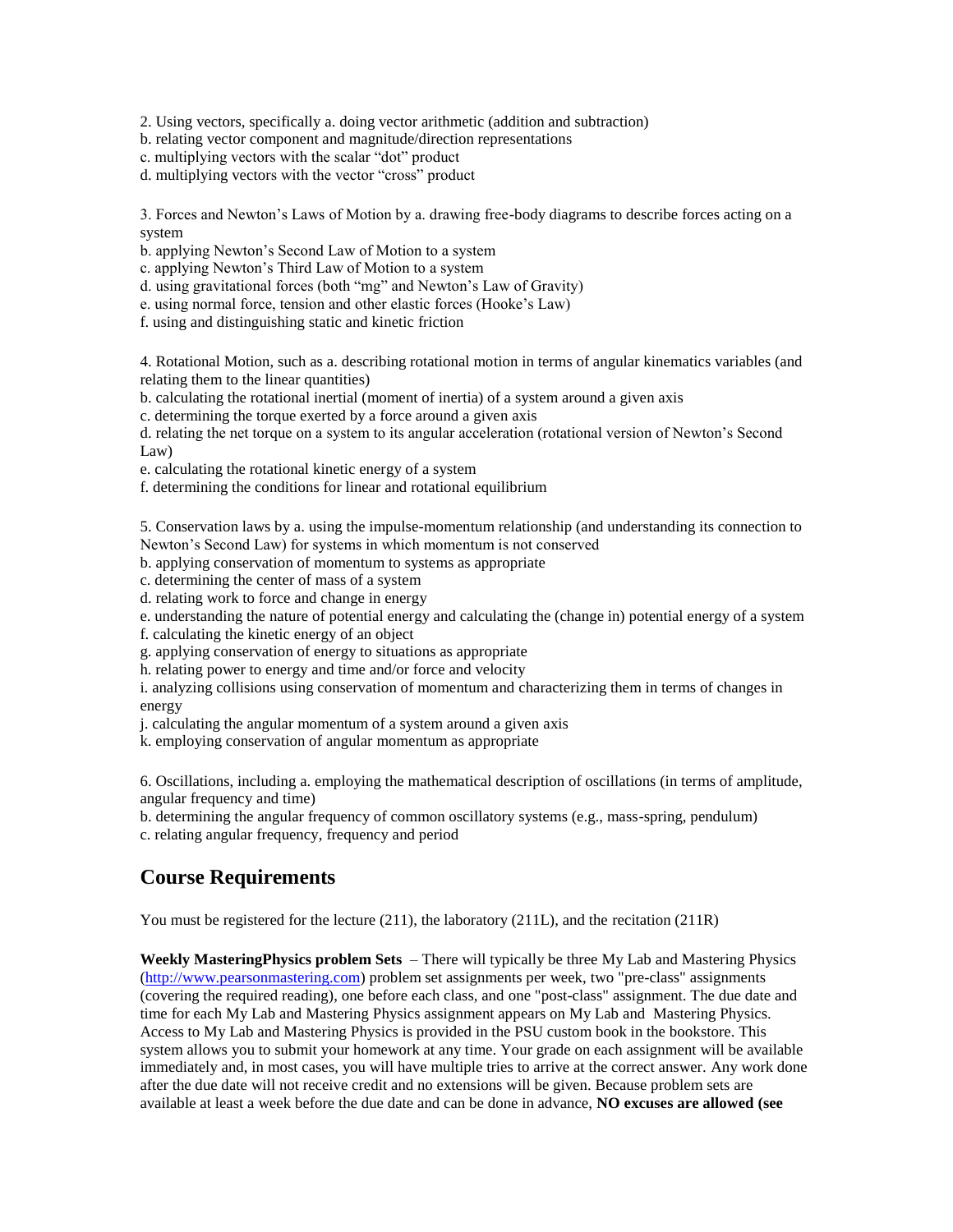2. Using vectors, specifically a. doing vector arithmetic (addition and subtraction)
b. relating vector component and magnitude/direction representations
c. multiplying vectors with the scalar "dot" product
d. multiplying vectors with the vector "cross" product

3. Forces and Newton's Laws of Motion by a. drawing free-body diagrams to describe forces acting on a system
b. applying Newton's Second Law of Motion to a system
c. applying Newton's Third Law of Motion to a system
d. using gravitational forces (both "mg" and Newton's Law of Gravity)
e. using normal force, tension and other elastic forces (Hooke's Law)
f. using and distinguishing static and kinetic friction

4. Rotational Motion, such as a. describing rotational motion in terms of angular kinematics variables (and relating them to the linear quantities)
b. calculating the rotational inertial (moment of inertia) of a system around a given axis
c. determining the torque exerted by a force around a given axis
d. relating the net torque on a system to its angular acceleration (rotational version of Newton's Second Law)
e. calculating the rotational kinetic energy of a system
f. determining the conditions for linear and rotational equilibrium

5. Conservation laws by a. using the impulse-momentum relationship (and understanding its connection to Newton's Second Law) for systems in which momentum is not conserved
b. applying conservation of momentum to systems as appropriate
c. determining the center of mass of a system
d. relating work to force and change in energy
e. understanding the nature of potential energy and calculating the (change in) potential energy of a system
f. calculating the kinetic energy of an object
g. applying conservation of energy to situations as appropriate
h. relating power to energy and time and/or force and velocity
i. analyzing collisions using conservation of momentum and characterizing them in terms of changes in energy
j. calculating the angular momentum of a system around a given axis
k. employing conservation of angular momentum as appropriate

6. Oscillations, including a. employing the mathematical description of oscillations (in terms of amplitude, angular frequency and time)
b. determining the angular frequency of common oscillatory systems (e.g., mass-spring, pendulum)
c. relating angular frequency, frequency and period

## Course Requirements

You must be registered for the lecture (211), the laboratory (211L), and the recitation (211R)

**Weekly MasteringPhysics problem Sets** – There will typically be three My Lab and Mastering Physics (http://www.pearsonmastering.com) problem set assignments per week, two "pre-class" assignments (covering the required reading), one before each class, and one "post-class" assignment. The due date and time for each My Lab and Mastering Physics assignment appears on My Lab and Mastering Physics. Access to My Lab and Mastering Physics is provided in the PSU custom book in the bookstore. This system allows you to submit your homework at any time. Your grade on each assignment will be available immediately and, in most cases, you will have multiple tries to arrive at the correct answer. Any work done after the due date will not receive credit and no extensions will be given. Because problem sets are available at least a week before the due date and can be done in advance, **NO excuses are allowed (see**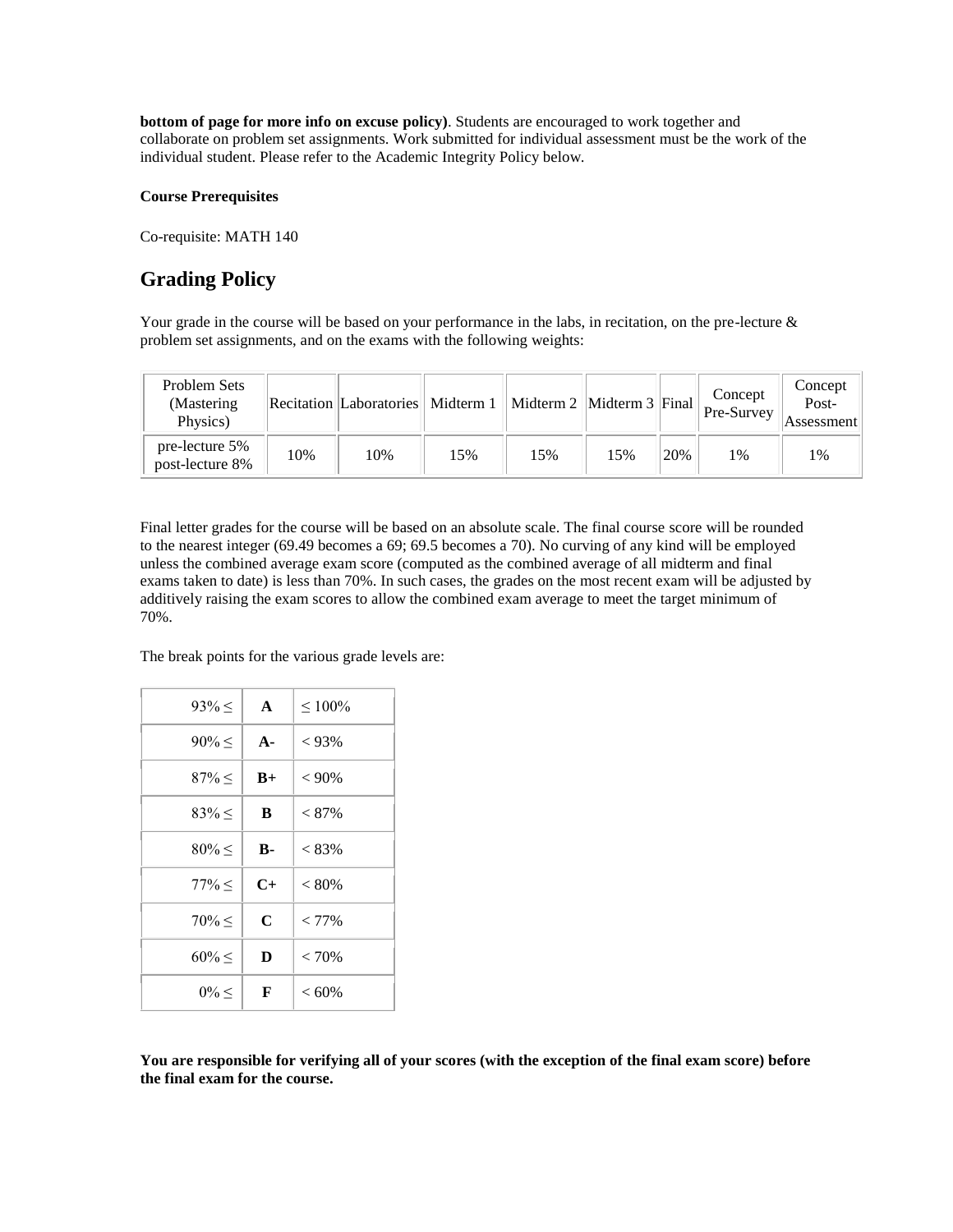**bottom of page for more info on excuse policy)**. Students are encouraged to work together and collaborate on problem set assignments. Work submitted for individual assessment must be the work of the individual student. Please refer to the Academic Integrity Policy below.

**Course Prerequisites**

Co-requisite: MATH 140

## Grading Policy

Your grade in the course will be based on your performance in the labs, in recitation, on the pre-lecture & problem set assignments, and on the exams with the following weights:

| Problem Sets (Mastering Physics) | Recitation | Laboratories | Midterm 1 | Midterm 2 | Midterm 3 | Final | Concept Pre-Survey | Concept Post-Assessment |
|---|---|---|---|---|---|---|---|---|
| pre-lecture 5% post-lecture 8% | 10% | 10% | 15% | 15% | 15% | 20% | 1% | 1% |

Final letter grades for the course will be based on an absolute scale. The final course score will be rounded to the nearest integer (69.49 becomes a 69; 69.5 becomes a 70). No curving of any kind will be employed unless the combined average exam score (computed as the combined average of all midterm and final exams taken to date) is less than 70%. In such cases, the grades on the most recent exam will be adjusted by additively raising the exam scores to allow the combined exam average to meet the target minimum of 70%.

The break points for the various grade levels are:

| | | |
|---|---|---|
| 93% ≤ | **A** | ≤ 100% |
| 90% ≤ | **A-** | < 93% |
| 87% ≤ | **B+** | < 90% |
| 83% ≤ | **B** | < 87% |
| 80% ≤ | **B-** | < 83% |
| 77% ≤ | **C+** | < 80% |
| 70% ≤ | **C** | < 77% |
| 60% ≤ | **D** | < 70% |
| 0% ≤ | **F** | < 60% |

**You are responsible for verifying all of your scores (with the exception of the final exam score) before the final exam for the course.**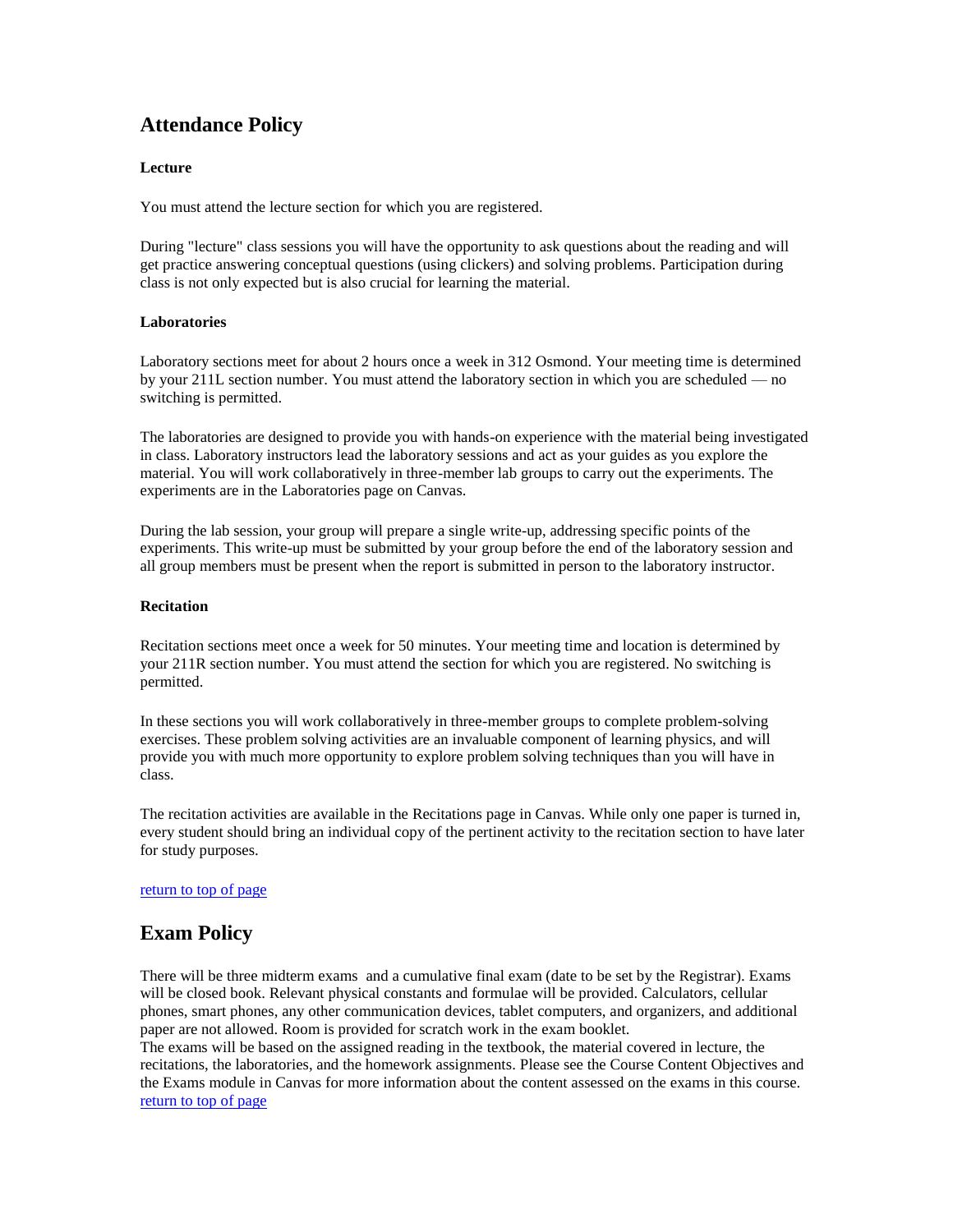## Attendance Policy

### Lecture

You must attend the lecture section for which you are registered.

During "lecture" class sessions you will have the opportunity to ask questions about the reading and will get practice answering conceptual questions (using clickers) and solving problems. Participation during class is not only expected but is also crucial for learning the material.

### Laboratories

Laboratory sections meet for about 2 hours once a week in 312 Osmond. Your meeting time is determined by your 211L section number. You must attend the laboratory section in which you are scheduled — no switching is permitted.

The laboratories are designed to provide you with hands-on experience with the material being investigated in class. Laboratory instructors lead the laboratory sessions and act as your guides as you explore the material. You will work collaboratively in three-member lab groups to carry out the experiments. The experiments are in the Laboratories page on Canvas.

During the lab session, your group will prepare a single write-up, addressing specific points of the experiments. This write-up must be submitted by your group before the end of the laboratory session and all group members must be present when the report is submitted in person to the laboratory instructor.

### Recitation

Recitation sections meet once a week for 50 minutes. Your meeting time and location is determined by your 211R section number. You must attend the section for which you are registered. No switching is permitted.

In these sections you will work collaboratively in three-member groups to complete problem-solving exercises. These problem solving activities are an invaluable component of learning physics, and will provide you with much more opportunity to explore problem solving techniques than you will have in class.

The recitation activities are available in the Recitations page in Canvas. While only one paper is turned in, every student should bring an individual copy of the pertinent activity to the recitation section to have later for study purposes.

[return to top of page]

## Exam Policy

There will be three midterm exams and a cumulative final exam (date to be set by the Registrar). Exams will be closed book. Relevant physical constants and formulae will be provided. Calculators, cellular phones, smart phones, any other communication devices, tablet computers, and organizers, and additional paper are not allowed. Room is provided for scratch work in the exam booklet.
The exams will be based on the assigned reading in the textbook, the material covered in lecture, the recitations, the laboratories, and the homework assignments. Please see the Course Content Objectives and the Exams module in Canvas for more information about the content assessed on the exams in this course.
[return to top of page]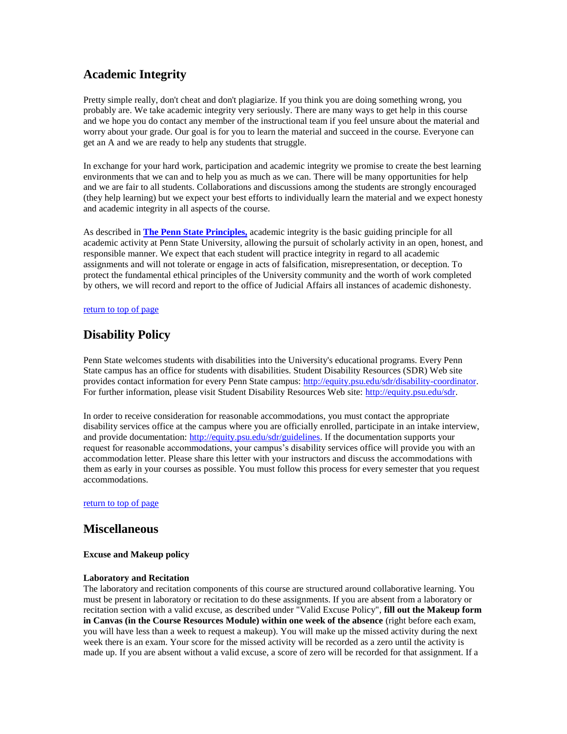## Academic Integrity

Pretty simple really, don't cheat and don't plagiarize. If you think you are doing something wrong, you probably are. We take academic integrity very seriously. There are many ways to get help in this course and we hope you do contact any member of the instructional team if you feel unsure about the material and worry about your grade. Our goal is for you to learn the material and succeed in the course. Everyone can get an A and we are ready to help any students that struggle.

In exchange for your hard work, participation and academic integrity we promise to create the best learning environments that we can and to help you as much as we can. There will be many opportunities for help and we are fair to all students. Collaborations and discussions among the students are strongly encouraged (they help learning) but we expect your best efforts to individually learn the material and we expect honesty and academic integrity in all aspects of the course.

As described in **The Penn State Principles,** academic integrity is the basic guiding principle for all academic activity at Penn State University, allowing the pursuit of scholarly activity in an open, honest, and responsible manner. We expect that each student will practice integrity in regard to all academic assignments and will not tolerate or engage in acts of falsification, misrepresentation, or deception. To protect the fundamental ethical principles of the University community and the worth of work completed by others, we will record and report to the office of Judicial Affairs all instances of academic dishonesty.

return to top of page

## Disability Policy

Penn State welcomes students with disabilities into the University's educational programs. Every Penn State campus has an office for students with disabilities. Student Disability Resources (SDR) Web site provides contact information for every Penn State campus: http://equity.psu.edu/sdr/disability-coordinator. For further information, please visit Student Disability Resources Web site: http://equity.psu.edu/sdr.

In order to receive consideration for reasonable accommodations, you must contact the appropriate disability services office at the campus where you are officially enrolled, participate in an intake interview, and provide documentation: http://equity.psu.edu/sdr/guidelines. If the documentation supports your request for reasonable accommodations, your campus's disability services office will provide you with an accommodation letter. Please share this letter with your instructors and discuss the accommodations with them as early in your courses as possible. You must follow this process for every semester that you request accommodations.

return to top of page

## Miscellaneous

**Excuse and Makeup policy**

**Laboratory and Recitation**
The laboratory and recitation components of this course are structured around collaborative learning. You must be present in laboratory or recitation to do these assignments. If you are absent from a laboratory or recitation section with a valid excuse, as described under "Valid Excuse Policy", **fill out the Makeup form in Canvas (in the Course Resources Module) within one week of the absence** (right before each exam, you will have less than a week to request a makeup). You will make up the missed activity during the next week there is an exam. Your score for the missed activity will be recorded as a zero until the activity is made up. If you are absent without a valid excuse, a score of zero will be recorded for that assignment. If a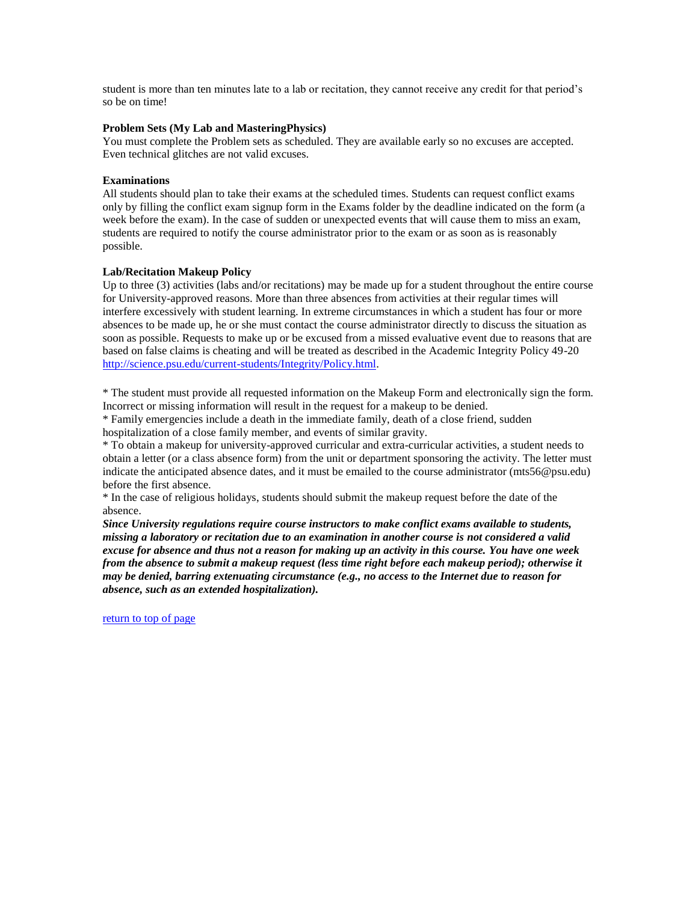student is more than ten minutes late to a lab or recitation, they cannot receive any credit for that period's so be on time!

**Problem Sets (My Lab and MasteringPhysics)**

You must complete the Problem sets as scheduled. They are available early so no excuses are accepted. Even technical glitches are not valid excuses.

**Examinations**

All students should plan to take their exams at the scheduled times. Students can request conflict exams only by filling the conflict exam signup form in the Exams folder by the deadline indicated on the form (a week before the exam). In the case of sudden or unexpected events that will cause them to miss an exam, students are required to notify the course administrator prior to the exam or as soon as is reasonably possible.

**Lab/Recitation Makeup Policy**

Up to three (3) activities (labs and/or recitations) may be made up for a student throughout the entire course for University-approved reasons. More than three absences from activities at their regular times will interfere excessively with student learning. In extreme circumstances in which a student has four or more absences to be made up, he or she must contact the course administrator directly to discuss the situation as soon as possible. Requests to make up or be excused from a missed evaluative event due to reasons that are based on false claims is cheating and will be treated as described in the Academic Integrity Policy 49-20 http://science.psu.edu/current-students/Integrity/Policy.html.

* The student must provide all requested information on the Makeup Form and electronically sign the form. Incorrect or missing information will result in the request for a makeup to be denied.
* Family emergencies include a death in the immediate family, death of a close friend, sudden hospitalization of a close family member, and events of similar gravity.
* To obtain a makeup for university-approved curricular and extra-curricular activities, a student needs to obtain a letter (or a class absence form) from the unit or department sponsoring the activity. The letter must indicate the anticipated absence dates, and it must be emailed to the course administrator (mts56@psu.edu) before the first absence.
* In the case of religious holidays, students should submit the makeup request before the date of the absence.

***Since University regulations require course instructors to make conflict exams available to students, missing a laboratory or recitation due to an examination in another course is not considered a valid excuse for absence and thus not a reason for making up an activity in this course. You have one week from the absence to submit a makeup request (less time right before each makeup period); otherwise it may be denied, barring extenuating circumstance (e.g., no access to the Internet due to reason for absence, such as an extended hospitalization).***

return to top of page